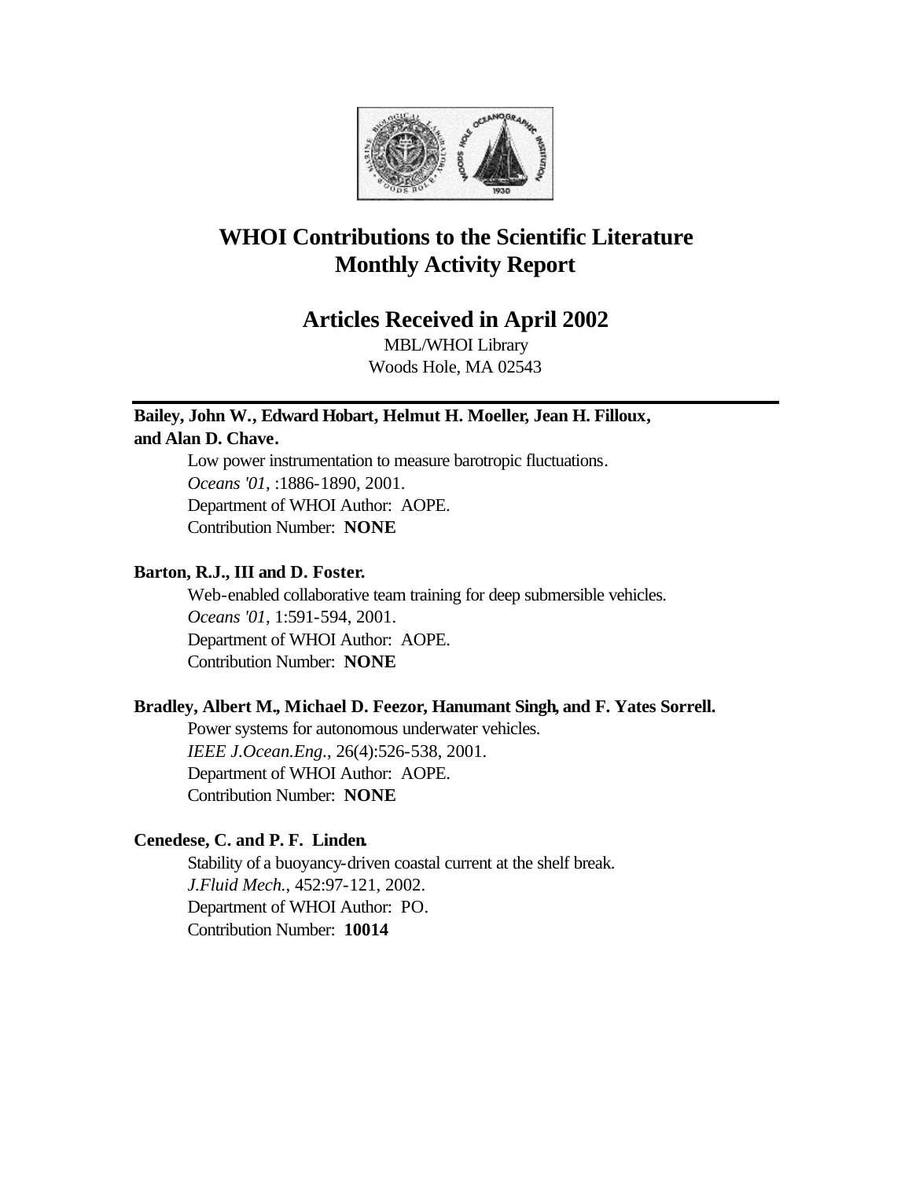# WHOI Contributions to the Scientific Literature
# Monthly Activity Report

## Articles Received in April 2002

MBL/WHOI Library
Woods Hole, MA 02543

---

**Bailey, John W., Edward Hobart, Helmut H. Moeller, Jean H. Filloux, and Alan D. Chave.**

Low power instrumentation to measure barotropic fluctuations.
*Oceans '01*, :1886-1890, 2001.
Department of WHOI Author: AOPE.
Contribution Number: **NONE**

**Barton, R.J., III and D. Foster.**

Web-enabled collaborative team training for deep submersible vehicles.
*Oceans '01*, 1:591-594, 2001.
Department of WHOI Author: AOPE.
Contribution Number: **NONE**

**Bradley, Albert M., Michael D. Feezor, Hanumant Singh, and F. Yates Sorrell.**

Power systems for autonomous underwater vehicles.
*IEEE J.Ocean.Eng.*, 26(4):526-538, 2001.
Department of WHOI Author: AOPE.
Contribution Number: **NONE**

**Cenedese, C. and P. F. Linden.**

Stability of a buoyancy-driven coastal current at the shelf break.
*J.Fluid Mech.*, 452:97-121, 2002.
Department of WHOI Author: PO.
Contribution Number: **10014**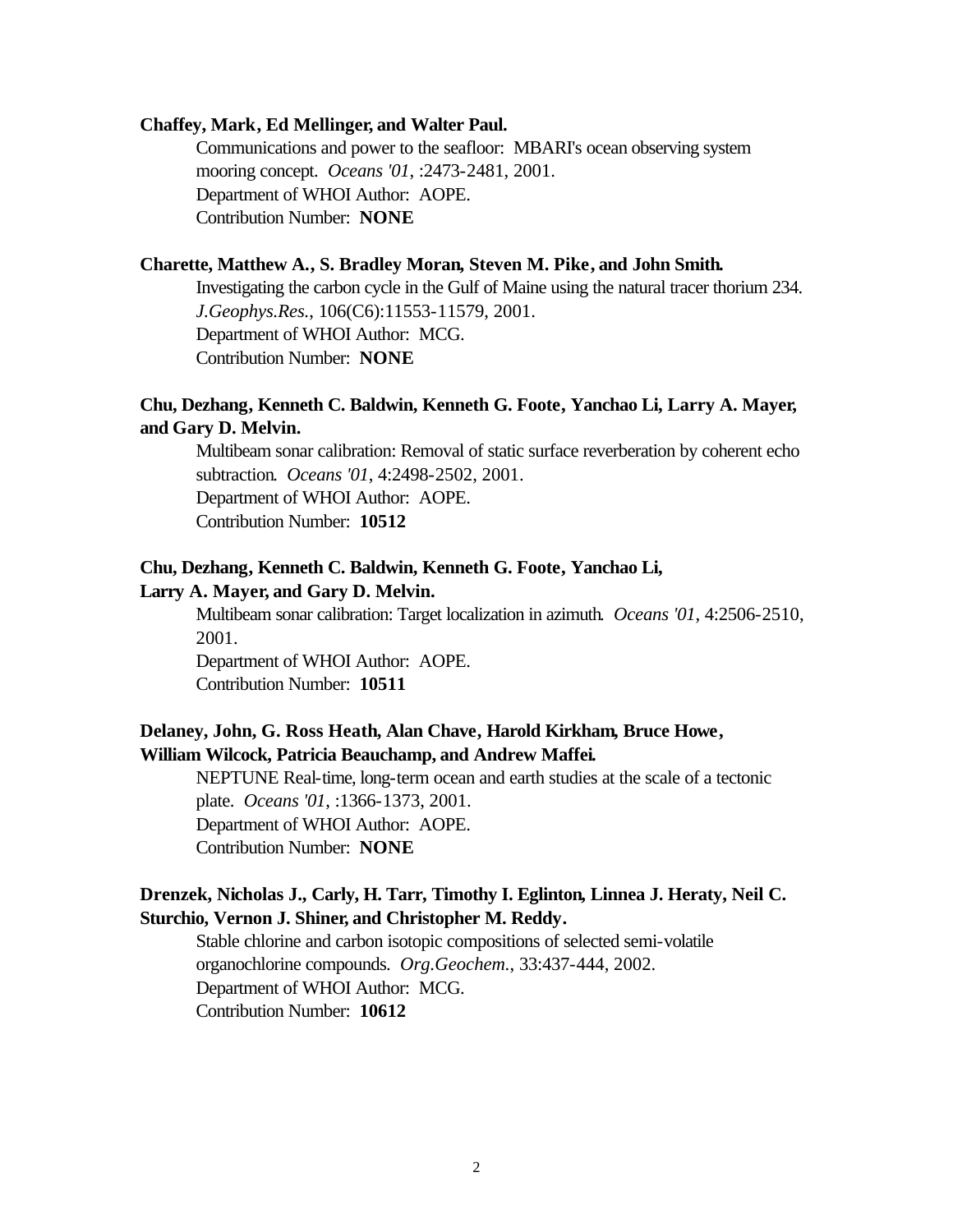**Chaffey, Mark, Ed Mellinger, and Walter Paul.**

Communications and power to the seafloor: MBARI's ocean observing system mooring concept. *Oceans '01*, :2473-2481, 2001.
Department of WHOI Author: AOPE.
Contribution Number: **NONE**

**Charette, Matthew A., S. Bradley Moran, Steven M. Pike, and John Smith.**

Investigating the carbon cycle in the Gulf of Maine using the natural tracer thorium 234. *J.Geophys.Res.*, 106(C6):11553-11579, 2001.
Department of WHOI Author: MCG.
Contribution Number: **NONE**

**Chu, Dezhang, Kenneth C. Baldwin, Kenneth G. Foote, Yanchao Li, Larry A. Mayer, and Gary D. Melvin.**

Multibeam sonar calibration: Removal of static surface reverberation by coherent echo subtraction. *Oceans '01*, 4:2498-2502, 2001.
Department of WHOI Author: AOPE.
Contribution Number: **10512**

**Chu, Dezhang, Kenneth C. Baldwin, Kenneth G. Foote, Yanchao Li, Larry A. Mayer, and Gary D. Melvin.**

Multibeam sonar calibration: Target localization in azimuth. *Oceans '01*, 4:2506-2510, 2001.
Department of WHOI Author: AOPE.
Contribution Number: **10511**

**Delaney, John, G. Ross Heath, Alan Chave, Harold Kirkham, Bruce Howe, William Wilcock, Patricia Beauchamp, and Andrew Maffei.**

NEPTUNE Real-time, long-term ocean and earth studies at the scale of a tectonic plate. *Oceans '01*, :1366-1373, 2001.
Department of WHOI Author: AOPE.
Contribution Number: **NONE**

**Drenzek, Nicholas J., Carly, H. Tarr, Timothy I. Eglinton, Linnea J. Heraty, Neil C. Sturchio, Vernon J. Shiner, and Christopher M. Reddy.**

Stable chlorine and carbon isotopic compositions of selected semi-volatile organochlorine compounds. *Org.Geochem.*, 33:437-444, 2002.
Department of WHOI Author: MCG.
Contribution Number: **10612**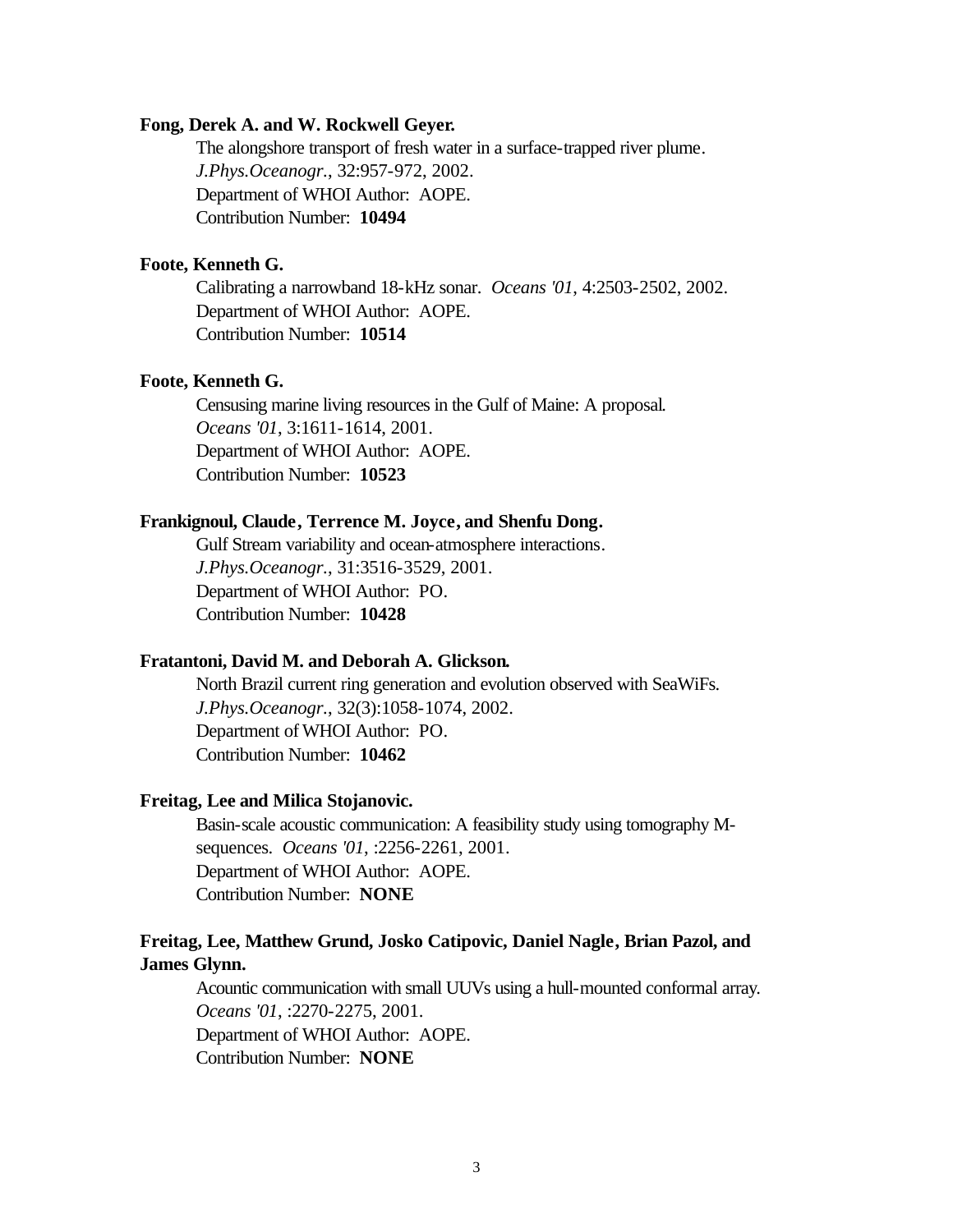**Fong, Derek A. and W. Rockwell Geyer.**

The alongshore transport of fresh water in a surface-trapped river plume.
*J.Phys.Oceanogr.*, 32:957-972, 2002.
Department of WHOI Author: AOPE.
Contribution Number: **10494**

**Foote, Kenneth G.**

Calibrating a narrowband 18-kHz sonar. *Oceans '01*, 4:2503-2502, 2002.
Department of WHOI Author: AOPE.
Contribution Number: **10514**

**Foote, Kenneth G.**

Censusing marine living resources in the Gulf of Maine: A proposal.
*Oceans '01*, 3:1611-1614, 2001.
Department of WHOI Author: AOPE.
Contribution Number: **10523**

**Frankignoul, Claude, Terrence M. Joyce, and Shenfu Dong.**

Gulf Stream variability and ocean-atmosphere interactions.
*J.Phys.Oceanogr.*, 31:3516-3529, 2001.
Department of WHOI Author: PO.
Contribution Number: **10428**

**Fratantoni, David M. and Deborah A. Glickson.**

North Brazil current ring generation and evolution observed with SeaWiFs.
*J.Phys.Oceanogr.*, 32(3):1058-1074, 2002.
Department of WHOI Author: PO.
Contribution Number: **10462**

**Freitag, Lee and Milica Stojanovic.**

Basin-scale acoustic communication: A feasibility study using tomography M-sequences. *Oceans '01*, :2256-2261, 2001.
Department of WHOI Author: AOPE.
Contribution Number: **NONE**

**Freitag, Lee, Matthew Grund, Josko Catipovic, Daniel Nagle, Brian Pazol, and James Glynn.**

Acountic communication with small UUVs using a hull-mounted conformal array.
*Oceans '01*, :2270-2275, 2001.
Department of WHOI Author: AOPE.
Contribution Number: **NONE**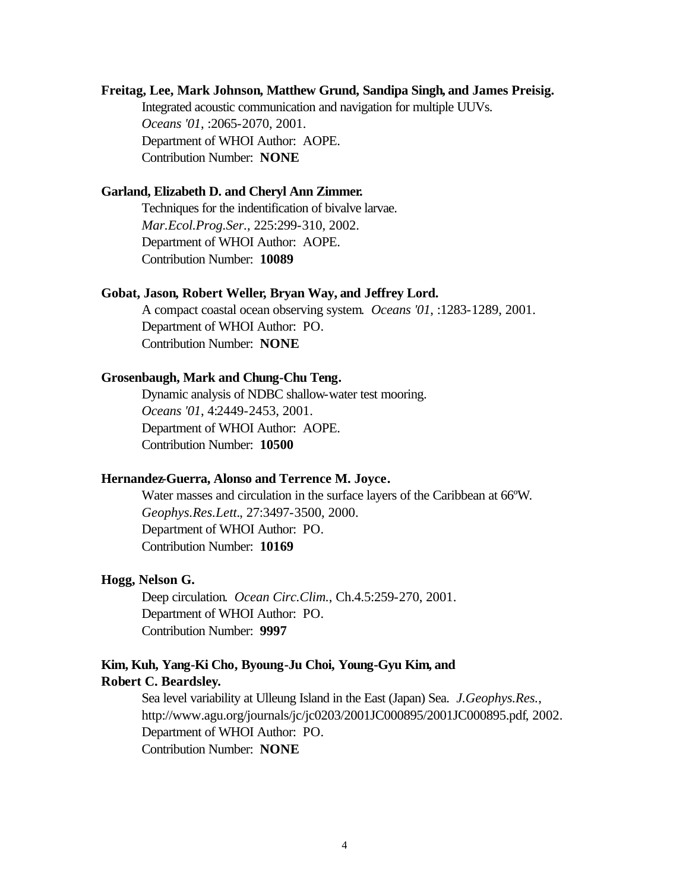**Freitag, Lee, Mark Johnson, Matthew Grund, Sandipa Singh, and James Preisig.**

Integrated acoustic communication and navigation for multiple UUVs.
*Oceans '01*, :2065-2070, 2001.
Department of WHOI Author: AOPE.
Contribution Number: **NONE**

**Garland, Elizabeth D. and Cheryl Ann Zimmer.**

Techniques for the indentification of bivalve larvae.
*Mar.Ecol.Prog.Ser.*, 225:299-310, 2002.
Department of WHOI Author: AOPE.
Contribution Number: **10089**

**Gobat, Jason, Robert Weller, Bryan Way, and Jeffrey Lord.**

A compact coastal ocean observing system. *Oceans '01*, :1283-1289, 2001.
Department of WHOI Author: PO.
Contribution Number: **NONE**

**Grosenbaugh, Mark and Chung-Chu Teng.**

Dynamic analysis of NDBC shallow-water test mooring.
*Oceans '01*, 4:2449-2453, 2001.
Department of WHOI Author: AOPE.
Contribution Number: **10500**

**Hernandez-Guerra, Alonso and Terrence M. Joyce.**

Water masses and circulation in the surface layers of the Caribbean at 66ºW.
*Geophys.Res.Lett.*, 27:3497-3500, 2000.
Department of WHOI Author: PO.
Contribution Number: **10169**

**Hogg, Nelson G.**

Deep circulation. *Ocean Circ.Clim.*, Ch.4.5:259-270, 2001.
Department of WHOI Author: PO.
Contribution Number: **9997**

**Kim, Kuh, Yang-Ki Cho, Byoung-Ju Choi, Young-Gyu Kim, and Robert C. Beardsley.**

Sea level variability at Ulleung Island in the East (Japan) Sea. *J.Geophys.Res.*, http://www.agu.org/journals/jc/jc0203/2001JC000895/2001JC000895.pdf, 2002.
Department of WHOI Author: PO.
Contribution Number: **NONE**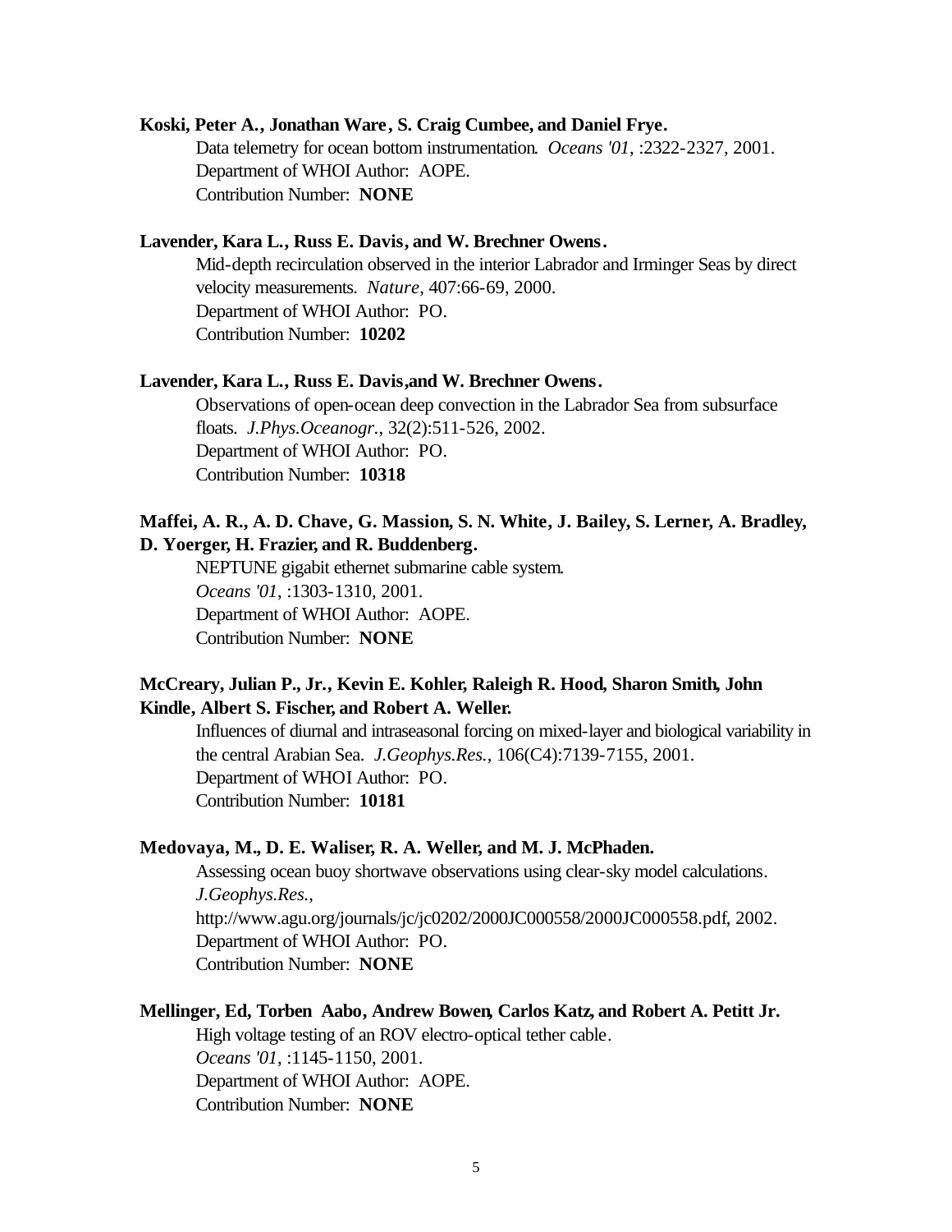**Koski, Peter A., Jonathan Ware, S. Craig Cumbee, and Daniel Frye.**

Data telemetry for ocean bottom instrumentation. *Oceans '01*, :2322-2327, 2001.
Department of WHOI Author: AOPE.
Contribution Number: **NONE**

**Lavender, Kara L., Russ E. Davis, and W. Brechner Owens.**

Mid-depth recirculation observed in the interior Labrador and Irminger Seas by direct velocity measurements. *Nature*, 407:66-69, 2000.
Department of WHOI Author: PO.
Contribution Number: **10202**

**Lavender, Kara L., Russ E. Davis,and W. Brechner Owens.**

Observations of open-ocean deep convection in the Labrador Sea from subsurface floats. *J.Phys.Oceanogr.*, 32(2):511-526, 2002.
Department of WHOI Author: PO.
Contribution Number: **10318**

**Maffei, A. R., A. D. Chave, G. Massion, S. N. White, J. Bailey, S. Lerner, A. Bradley, D. Yoerger, H. Frazier, and R. Buddenberg.**

NEPTUNE gigabit ethernet submarine cable system.
*Oceans '01*, :1303-1310, 2001.
Department of WHOI Author: AOPE.
Contribution Number: **NONE**

**McCreary, Julian P., Jr., Kevin E. Kohler, Raleigh R. Hood, Sharon Smith, John Kindle, Albert S. Fischer, and Robert A. Weller.**

Influences of diurnal and intraseasonal forcing on mixed-layer and biological variability in the central Arabian Sea. *J.Geophys.Res.*, 106(C4):7139-7155, 2001.
Department of WHOI Author: PO.
Contribution Number: **10181**

**Medovaya, M., D. E. Waliser, R. A. Weller, and M. J. McPhaden.**

Assessing ocean buoy shortwave observations using clear-sky model calculations.
*J.Geophys.Res.*,
http://www.agu.org/journals/jc/jc0202/2000JC000558/2000JC000558.pdf, 2002.
Department of WHOI Author: PO.
Contribution Number: **NONE**

**Mellinger, Ed, Torben Aabo, Andrew Bowen, Carlos Katz, and Robert A. Petitt Jr.**

High voltage testing of an ROV electro-optical tether cable.
*Oceans '01*, :1145-1150, 2001.
Department of WHOI Author: AOPE.
Contribution Number: **NONE**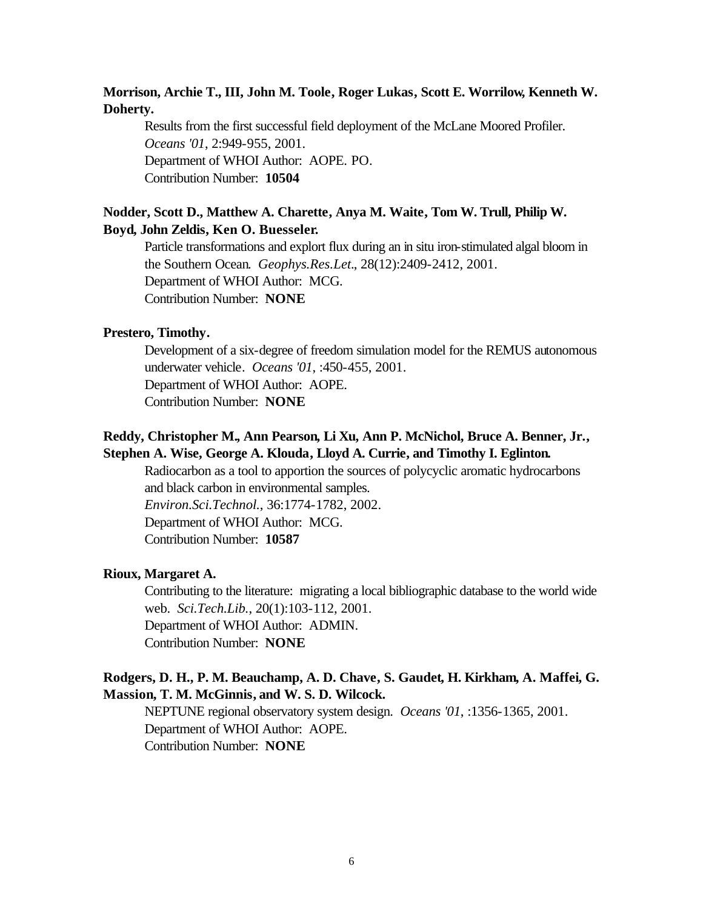**Morrison, Archie T., III, John M. Toole, Roger Lukas, Scott E. Worrilow, Kenneth W. Doherty.**

Results from the first successful field deployment of the McLane Moored Profiler. *Oceans '01*, 2:949-955, 2001.
Department of WHOI Author: AOPE. PO.
Contribution Number: **10504**

**Nodder, Scott D., Matthew A. Charette, Anya M. Waite, Tom W. Trull, Philip W. Boyd, John Zeldis, Ken O. Buesseler.**

Particle transformations and explort flux during an in situ iron-stimulated algal bloom in the Southern Ocean. *Geophys.Res.Let.*, 28(12):2409-2412, 2001.
Department of WHOI Author: MCG.
Contribution Number: **NONE**

**Prestero, Timothy.**

Development of a six-degree of freedom simulation model for the REMUS autonomous underwater vehicle. *Oceans '01*, :450-455, 2001.
Department of WHOI Author: AOPE.
Contribution Number: **NONE**

**Reddy, Christopher M., Ann Pearson, Li Xu, Ann P. McNichol, Bruce A. Benner, Jr., Stephen A. Wise, George A. Klouda, Lloyd A. Currie, and Timothy I. Eglinton.**

Radiocarbon as a tool to apportion the sources of polycyclic aromatic hydrocarbons and black carbon in environmental samples.
*Environ.Sci.Technol.*, 36:1774-1782, 2002.
Department of WHOI Author: MCG.
Contribution Number: **10587**

**Rioux, Margaret A.**

Contributing to the literature: migrating a local bibliographic database to the world wide web. *Sci.Tech.Lib.*, 20(1):103-112, 2001.
Department of WHOI Author: ADMIN.
Contribution Number: **NONE**

**Rodgers, D. H., P. M. Beauchamp, A. D. Chave, S. Gaudet, H. Kirkham, A. Maffei, G. Massion, T. M. McGinnis, and W. S. D. Wilcock.**

NEPTUNE regional observatory system design. *Oceans '01*, :1356-1365, 2001.
Department of WHOI Author: AOPE.
Contribution Number: **NONE**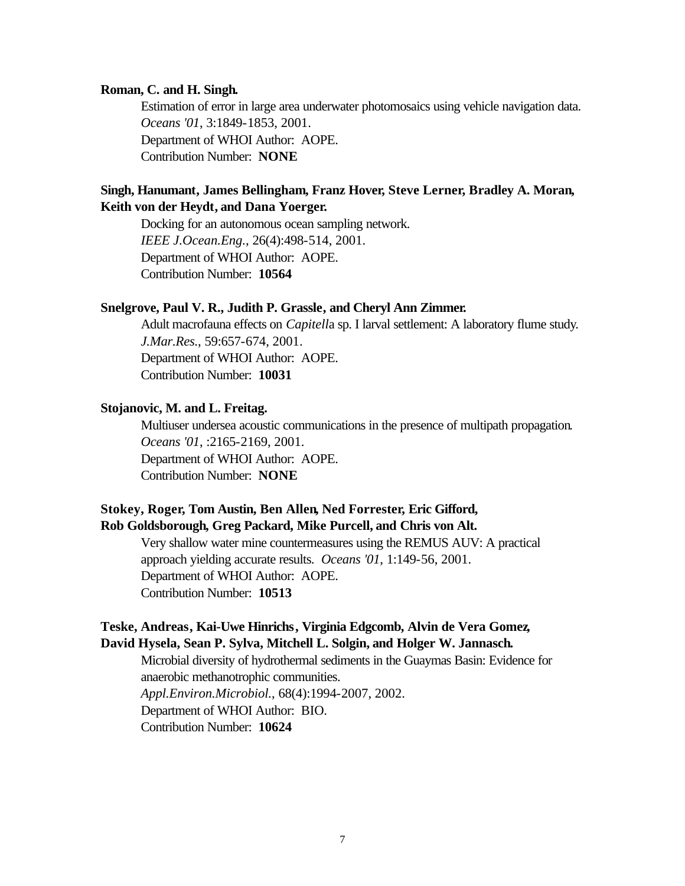**Roman, C. and H. Singh.**

Estimation of error in large area underwater photomosaics using vehicle navigation data.
*Oceans '01*, 3:1849-1853, 2001.
Department of WHOI Author: AOPE.
Contribution Number: **NONE**

**Singh, Hanumant, James Bellingham, Franz Hover, Steve Lerner, Bradley A. Moran, Keith von der Heydt, and Dana Yoerger.**

Docking for an autonomous ocean sampling network.
*IEEE J.Ocean.Eng.*, 26(4):498-514, 2001.
Department of WHOI Author: AOPE.
Contribution Number: **10564**

**Snelgrove, Paul V. R., Judith P. Grassle, and Cheryl Ann Zimmer.**

Adult macrofauna effects on *Capitell*a sp. I larval settlement: A laboratory flume study.
*J.Mar.Res.*, 59:657-674, 2001.
Department of WHOI Author: AOPE.
Contribution Number: **10031**

**Stojanovic, M. and L. Freitag.**

Multiuser undersea acoustic communications in the presence of multipath propagation.
*Oceans '01*, :2165-2169, 2001.
Department of WHOI Author: AOPE.
Contribution Number: **NONE**

**Stokey, Roger, Tom Austin, Ben Allen, Ned Forrester, Eric Gifford, Rob Goldsborough, Greg Packard, Mike Purcell, and Chris von Alt.**

Very shallow water mine countermeasures using the REMUS AUV: A practical approach yielding accurate results. *Oceans '01*, 1:149-56, 2001.
Department of WHOI Author: AOPE.
Contribution Number: **10513**

**Teske, Andreas, Kai-Uwe Hinrichs, Virginia Edgcomb, Alvin de Vera Gomez, David Hysela, Sean P. Sylva, Mitchell L. Solgin, and Holger W. Jannasch.**

Microbial diversity of hydrothermal sediments in the Guaymas Basin: Evidence for anaerobic methanotrophic communities.
*Appl.Environ.Microbiol.*, 68(4):1994-2007, 2002.
Department of WHOI Author: BIO.
Contribution Number: **10624**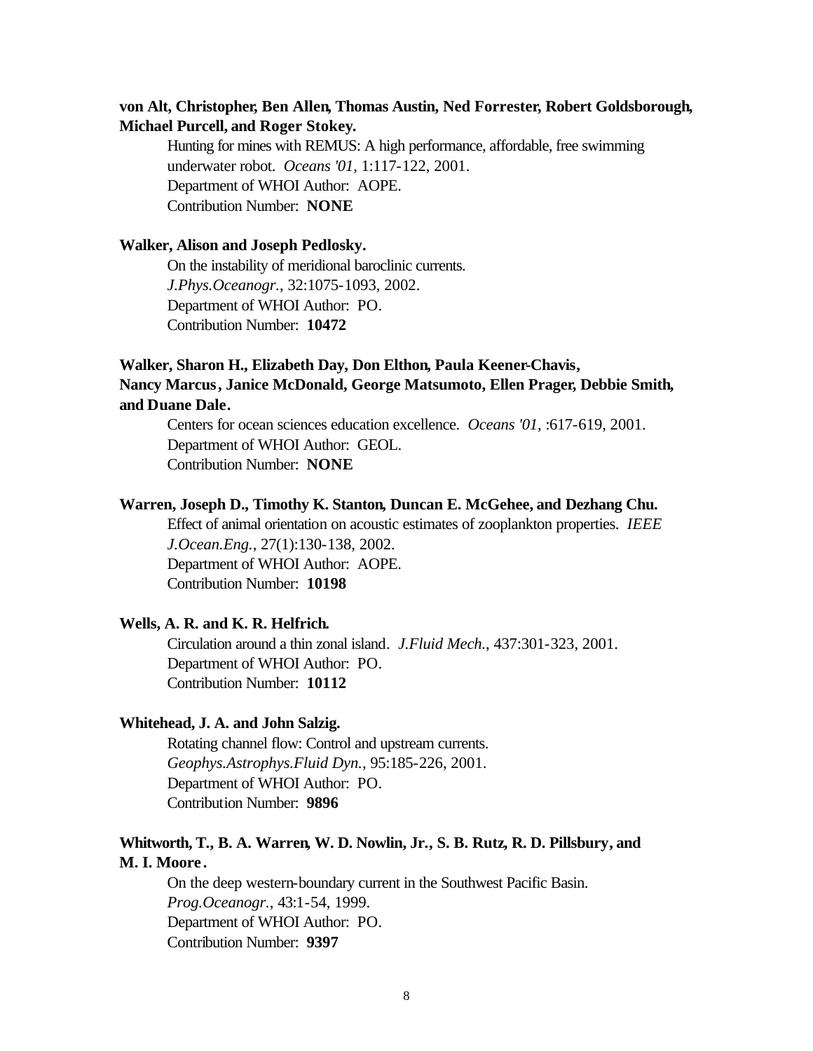**von Alt, Christopher, Ben Allen, Thomas Austin, Ned Forrester, Robert Goldsborough, Michael Purcell, and Roger Stokey.**

Hunting for mines with REMUS: A high performance, affordable, free swimming underwater robot. *Oceans '01*, 1:117-122, 2001.
Department of WHOI Author: AOPE.
Contribution Number: **NONE**

**Walker, Alison and Joseph Pedlosky.**

On the instability of meridional baroclinic currents. *J.Phys.Oceanogr.*, 32:1075-1093, 2002.
Department of WHOI Author: PO.
Contribution Number: **10472**

**Walker, Sharon H., Elizabeth Day, Don Elthon, Paula Keener-Chavis, Nancy Marcus, Janice McDonald, George Matsumoto, Ellen Prager, Debbie Smith, and Duane Dale.**

Centers for ocean sciences education excellence. *Oceans '01*, :617-619, 2001.
Department of WHOI Author: GEOL.
Contribution Number: **NONE**

**Warren, Joseph D., Timothy K. Stanton, Duncan E. McGehee, and Dezhang Chu.**

Effect of animal orientation on acoustic estimates of zooplankton properties. *IEEE J.Ocean.Eng.*, 27(1):130-138, 2002.
Department of WHOI Author: AOPE.
Contribution Number: **10198**

**Wells, A. R. and K. R. Helfrich.**

Circulation around a thin zonal island. *J.Fluid Mech.*, 437:301-323, 2001.
Department of WHOI Author: PO.
Contribution Number: **10112**

**Whitehead, J. A. and John Salzig.**

Rotating channel flow: Control and upstream currents. *Geophys.Astrophys.Fluid Dyn.*, 95:185-226, 2001.
Department of WHOI Author: PO.
Contribution Number: **9896**

**Whitworth, T., B. A. Warren, W. D. Nowlin, Jr., S. B. Rutz, R. D. Pillsbury, and M. I. Moore.**

On the deep western-boundary current in the Southwest Pacific Basin. *Prog.Oceanogr.*, 43:1-54, 1999.
Department of WHOI Author: PO.
Contribution Number: **9397**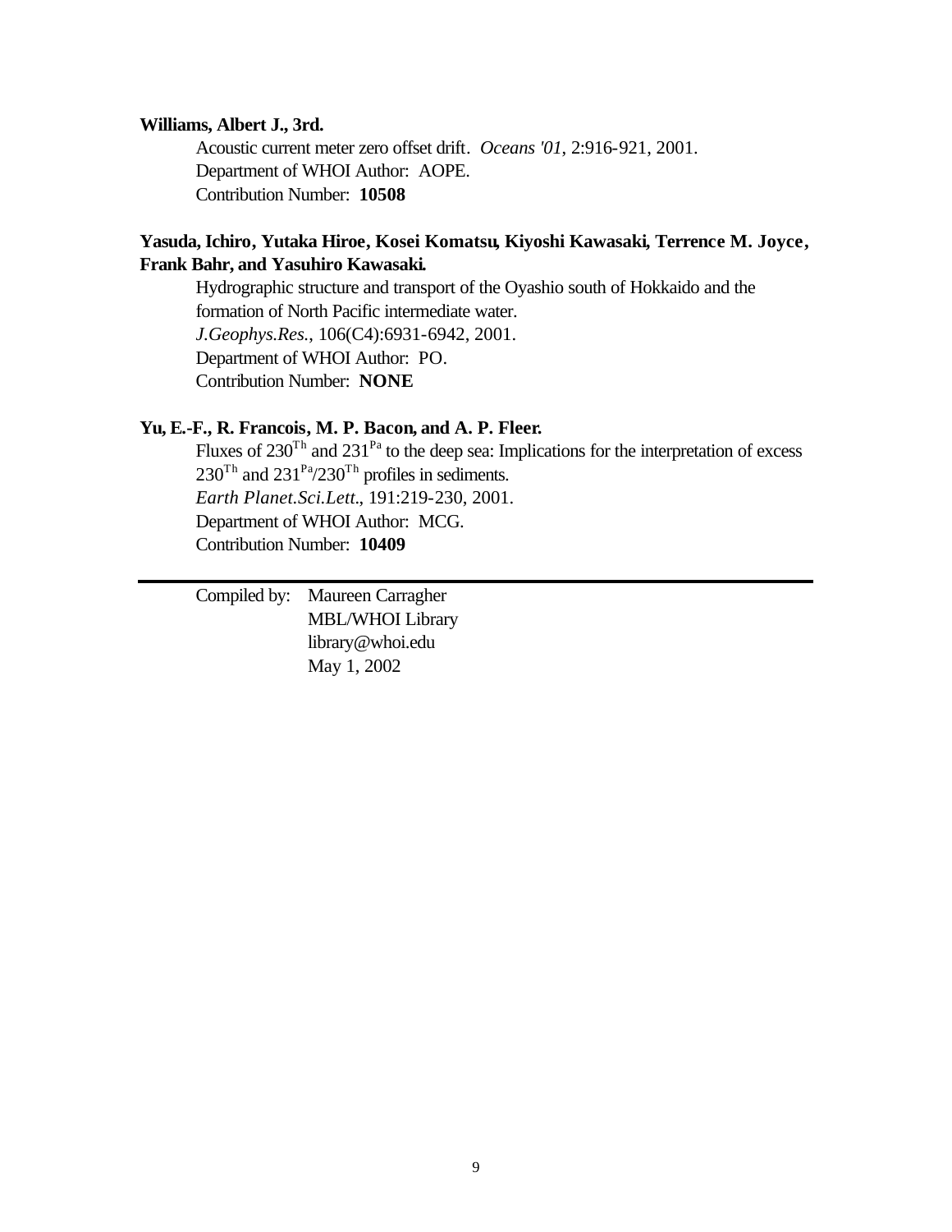**Williams, Albert J., 3rd.**

Acoustic current meter zero offset drift. *Oceans '01*, 2:916-921, 2001.
Department of WHOI Author: AOPE.
Contribution Number: **10508**

**Yasuda, Ichiro, Yutaka Hiroe, Kosei Komatsu, Kiyoshi Kawasaki, Terrence M. Joyce, Frank Bahr, and Yasuhiro Kawasaki.**

Hydrographic structure and transport of the Oyashio south of Hokkaido and the formation of North Pacific intermediate water.
*J.Geophys.Res.*, 106(C4):6931-6942, 2001.
Department of WHOI Author: PO.
Contribution Number: **NONE**

**Yu, E.-F., R. Francois, M. P. Bacon, and A. P. Fleer.**

Fluxes of $230^{Th}$ and $231^{Pa}$ to the deep sea: Implications for the interpretation of excess $230^{Th}$ and $231^{Pa}/230^{Th}$ profiles in sediments.
*Earth Planet.Sci.Lett.*, 191:219-230, 2001.
Department of WHOI Author: MCG.
Contribution Number: **10409**

---

Compiled by: Maureen Carragher
MBL/WHOI Library
library@whoi.edu
May 1, 2002